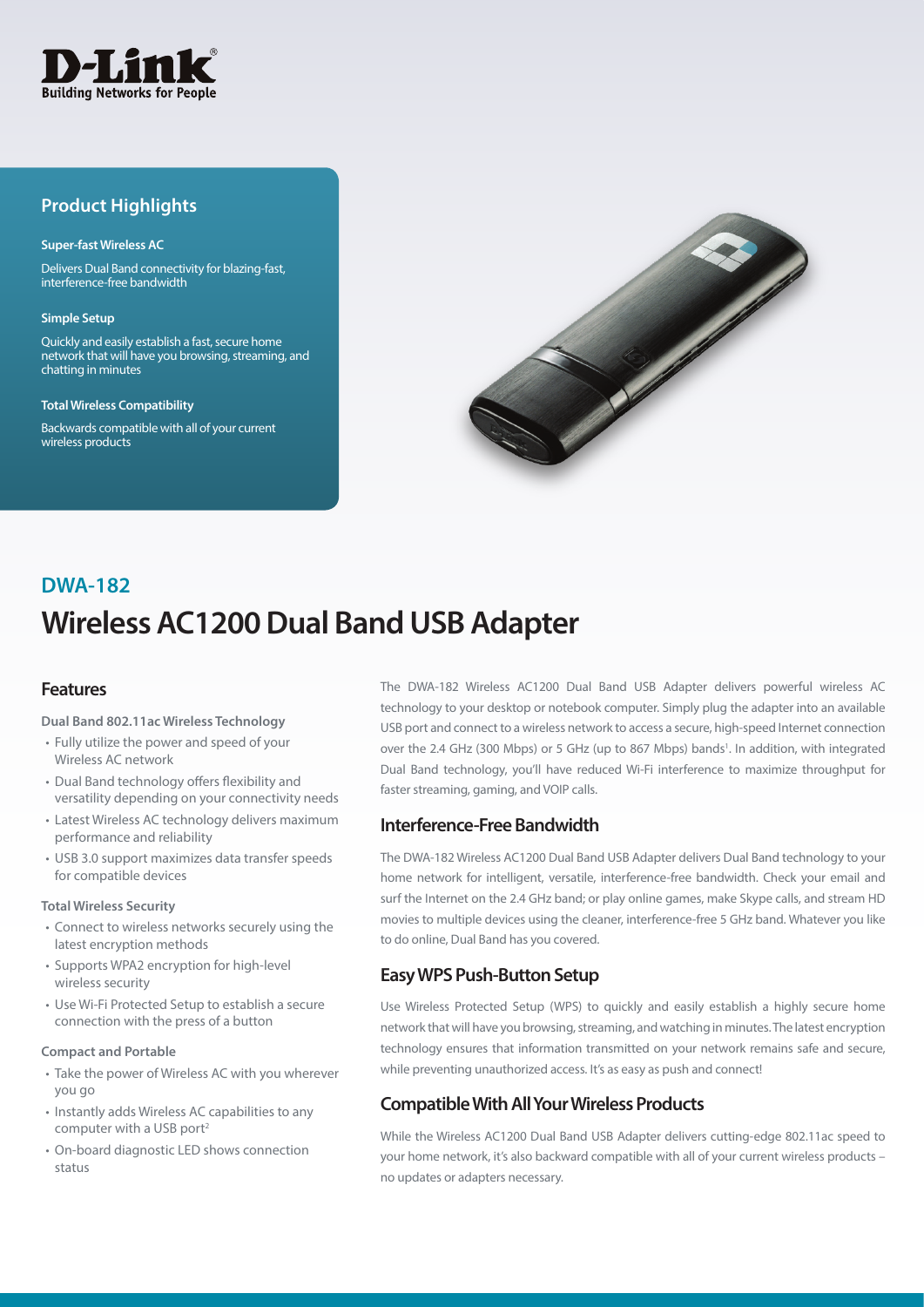## Product Highlights

**Super-fast Wireless AC**

Delivers Dual Band connectivity for blazing-fast, interference-free bandwidth

**Simple Setup**

Quickly and easily establish a fast, secure home network that will have you browsing, streaming, and chatting in minutes

**Total Wireless Compatibility**

Backwards compatible with all of your current wireless products

## DWA-182

# Wireless AC1200 Dual Band USB Adapter

## Features

**Dual Band 802.11ac Wireless Technology**

- Fully utilize the power and speed of your Wireless AC network
- Dual Band technology offers flexibility and versatility depending on your connectivity needs
- Latest Wireless AC technology delivers maximum performance and reliability
- USB 3.0 support maximizes data transfer speeds for compatible devices

**Total Wireless Security**

- Connect to wireless networks securely using the latest encryption methods
- Supports WPA2 encryption for high-level wireless security
- Use Wi-Fi Protected Setup to establish a secure connection with the press of a button

**Compact and Portable**

- Take the power of Wireless AC with you wherever you go
- Instantly adds Wireless AC capabilities to any computer with a USB port[2]
- On-board diagnostic LED shows connection status

The DWA-182 Wireless AC1200 Dual Band USB Adapter delivers powerful wireless AC technology to your desktop or notebook computer. Simply plug the adapter into an available USB port and connect to a wireless network to access a secure, high-speed Internet connection over the 2.4 GHz (300 Mbps) or 5 GHz (up to 867 Mbps) bands[1]. In addition, with integrated Dual Band technology, you'll have reduced Wi-Fi interference to maximize throughput for faster streaming, gaming, and VOIP calls.

## Interference-Free Bandwidth

The DWA-182 Wireless AC1200 Dual Band USB Adapter delivers Dual Band technology to your home network for intelligent, versatile, interference-free bandwidth. Check your email and surf the Internet on the 2.4 GHz band; or play online games, make Skype calls, and stream HD movies to multiple devices using the cleaner, interference-free 5 GHz band. Whatever you like to do online, Dual Band has you covered.

## Easy WPS Push-Button Setup

Use Wireless Protected Setup (WPS) to quickly and easily establish a highly secure home network that will have you browsing, streaming, and watching in minutes. The latest encryption technology ensures that information transmitted on your network remains safe and secure, while preventing unauthorized access. It's as easy as push and connect!

## Compatible With All Your Wireless Products

While the Wireless AC1200 Dual Band USB Adapter delivers cutting-edge 802.11ac speed to your home network, it's also backward compatible with all of your current wireless products – no updates or adapters necessary.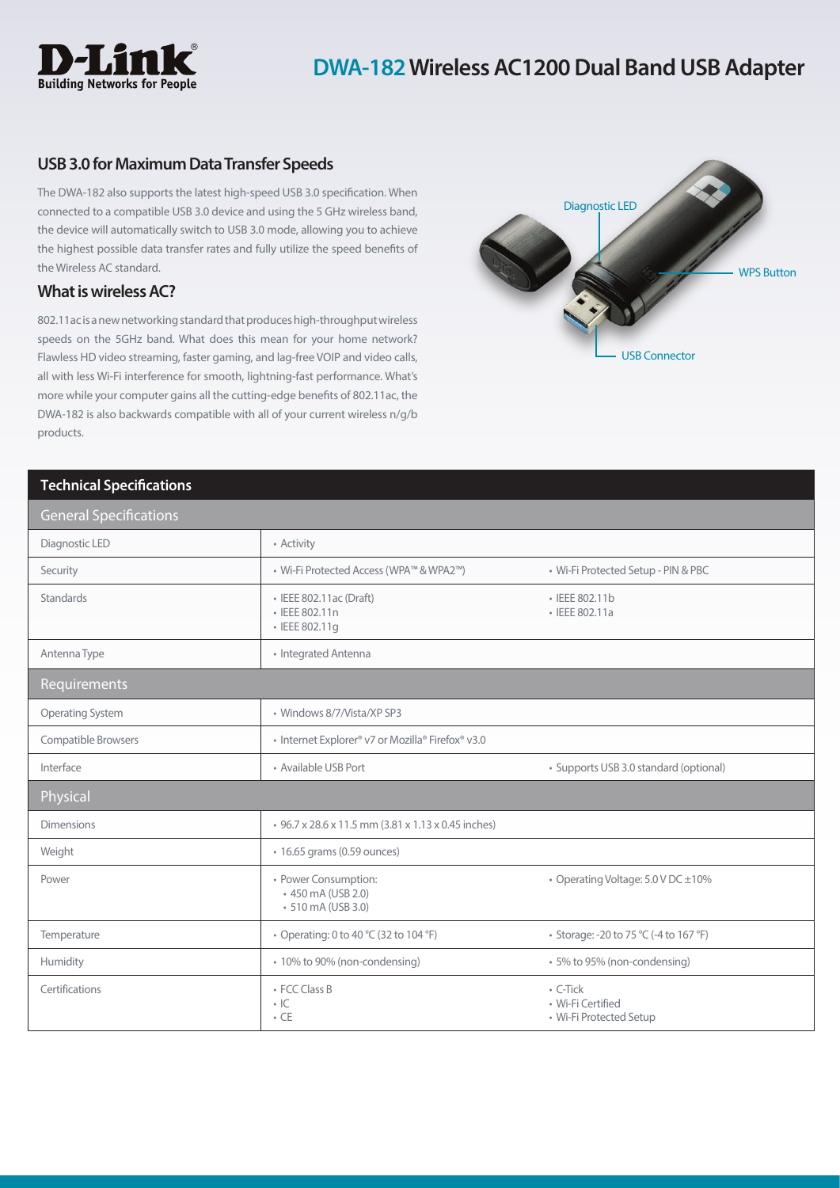# DWA-182 Wireless AC1200 Dual Band USB Adapter

## USB 3.0 for Maximum Data Transfer Speeds

The DWA-182 also supports the latest high-speed USB 3.0 specification. When connected to a compatible USB 3.0 device and using the 5 GHz wireless band, the device will automatically switch to USB 3.0 mode, allowing you to achieve the highest possible data transfer rates and fully utilize the speed benefits of the Wireless AC standard.

## What is wireless AC?

802.11ac is a new networking standard that produces high-throughput wireless speeds on the 5GHz band. What does this mean for your home network? Flawless HD video streaming, faster gaming, and lag-free VOIP and video calls, all with less Wi-Fi interference for smooth, lightning-fast performance. What's more while your computer gains all the cutting-edge benefits of 802.11ac, the DWA-182 is also backwards compatible with all of your current wireless n/g/b products.

Diagnostic LED

WPS Button

USB Connector

## Technical Specifications

| General Specifications | | |
|---|---|---|
| Diagnostic LED | • Activity | |
| Security | • Wi-Fi Protected Access (WPA™ & WPA2™) | • Wi-Fi Protected Setup - PIN & PBC |
| Standards | • IEEE 802.11ac (Draft)<br>• IEEE 802.11n<br>• IEEE 802.11g | • IEEE 802.11b<br>• IEEE 802.11a |
| Antenna Type | • Integrated Antenna | |
| **Requirements** | | |
| Operating System | • Windows 8/7/Vista/XP SP3 | |
| Compatible Browsers | • Internet Explorer® v7 or Mozilla® Firefox® v3.0 | |
| Interface | • Available USB Port | • Supports USB 3.0 standard (optional) |
| **Physical** | | |
| Dimensions | • 96.7 x 28.6 x 11.5 mm (3.81 x 1.13 x 0.45 inches) | |
| Weight | • 16.65 grams (0.59 ounces) | |
| Power | • Power Consumption:<br>• 450 mA (USB 2.0)<br>• 510 mA (USB 3.0) | • Operating Voltage: 5.0 V DC ±10% |
| Temperature | • Operating: 0 to 40 °C (32 to 104 °F) | • Storage: -20 to 75 °C (-4 to 167 °F) |
| Humidity | • 10% to 90% (non-condensing) | • 5% to 95% (non-condensing) |
| Certifications | • FCC Class B<br>• IC<br>• CE | • C-Tick<br>• Wi-Fi Certified<br>• Wi-Fi Protected Setup |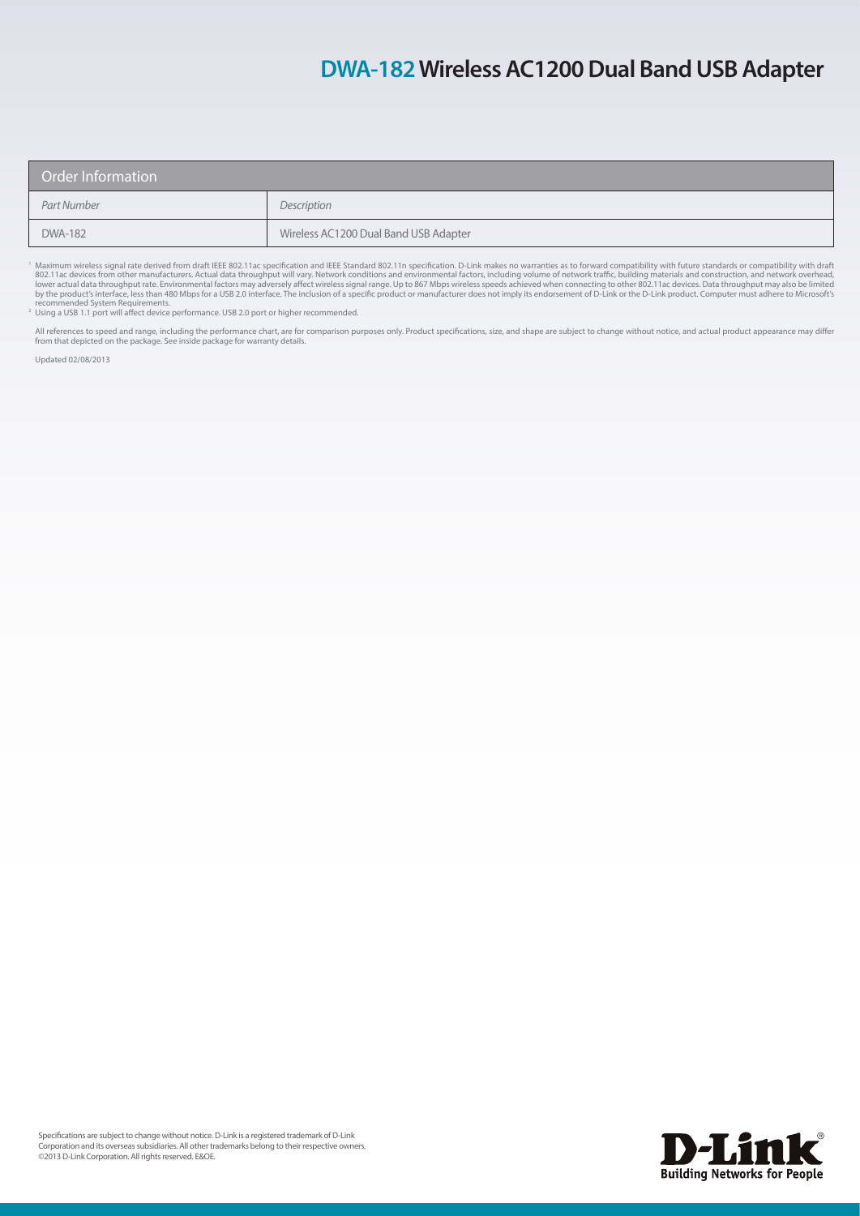# DWA-182 Wireless AC1200 Dual Band USB Adapter

| Order Information | |
|---|---|
| *Part Number* | *Description* |
| DWA-182 | Wireless AC1200 Dual Band USB Adapter |

[1] Maximum wireless signal rate derived from draft IEEE 802.11ac specification and IEEE Standard 802.11n specification. D-Link makes no warranties as to forward compatibility with future standards or compatibility with draft 802.11ac devices from other manufacturers. Actual data throughput will vary. Network conditions and environmental factors, including volume of network traffic, building materials and construction, and network overhead, lower actual data throughput rate. Environmental factors may adversely affect wireless signal range. Up to 867 Mbps wireless speeds achieved when connecting to other 802.11ac devices. Data throughput may also be limited by the product's interface, less than 480 Mbps for a USB 2.0 interface. The inclusion of a specific product or manufacturer does not imply its endorsement of D-Link or the D-Link product. Computer must adhere to Microsoft's recommended System Requirements.

[2] Using a USB 1.1 port will affect device performance. USB 2.0 port or higher recommended.

All references to speed and range, including the performance chart, are for comparison purposes only. Product specifications, size, and shape are subject to change without notice, and actual product appearance may differ from that depicted on the package. See inside package for warranty details.

Updated 02/08/2013

Specifications are subject to change without notice. D-Link is a registered trademark of D-Link Corporation and its overseas subsidiaries. All other trademarks belong to their respective owners. ©2013 D-Link Corporation. All rights reserved. E&OE.

D-Link®
Building Networks for People